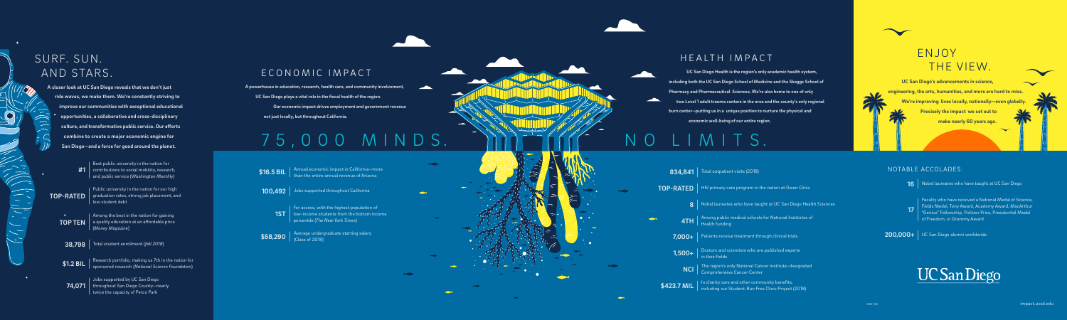# SURF. SUN. AND STARS.

**A closer look at UC San Diego reveals that we don't just ride waves, we make them. We're constantly striving to improve our communities with exceptional educational opportunities, a collaborative and cross-disciplinary culture, and transformative public service. Our efforts combine to create a major economic engine for San Diego—and a force for good around the planet.**

| | |
|---|---|
| **#1** | Best public university in the nation for contributions to social mobility, research, and public service (*Washington Monthly*) |
| **TOP-RATED** | Public university in the nation for our high graduation rates, strong job placement, and low student debt |
| **TOP TEN** | Among the best in the nation for gaining a quality education at an affordable price (*Money Magazine*) |
| **38,798** | Total student enrollment (*fall 2018*) |
| **$1.2 BIL** | Research portfolio, making us 7th in the nation for sponsored research (*National Science Foundation*) |
| **74,071** | Jobs supported by UC San Diego throughout San Diego County—nearly twice the capacity of Petco Park |

# 75,000 MINDS. NO LIMITS.

## ECONOMIC IMPACT

**A powerhouse in education, research, health care, and community involvement, UC San Diego plays a vital role in the fiscal health of the region. Our economic impact drives employment and government revenue not just locally, but throughout California.**

| | |
|---|---|
| **$16.5 BIL** | Annual economic impact in California—more than the entire annual revenue of Arizona |
| **100,492** | Jobs supported throughout California |
| **1ST** | For access, with the highest population of low-income students from the bottom income percentile (*The New York Times*) |
| **$58,290** | Average undergraduate starting salary (Class of 2018) |

## HEALTH IMPACT

**UC San Diego Health is the region's only academic health system, including both the UC San Diego School of Medicine and the Skaggs School of Pharmacy and Pharmaceutical Sciences. We're also home to one of only two Level 1 adult trauma centers in the area and the county's only regional burn center—putting us in a unique position to nurture the physical and economic well-being of our entire region.**

| | |
|---|---|
| **834,841** | Total outpatient visits (2018) |
| **TOP-RATED** | HIV primary care program in the nation at Owen Clinic |
| **8** | Nobel laureates who have taught at UC San Diego Health Sciences |
| **4TH** | Among public medical schools for National Institutes of Health funding |
| **7,000+** | Patients receive treatment through clinical trials |
| **1,500+** | Doctors and scientists who are published experts in their fields |
| **NCI** | The region's only National Cancer Institute–designated Comprehensive Cancer Center |
| **$423.7 MIL** | In charity care and other community benefits, including our Student-Run Free Clinic Project (2018) |

# ENJOY THE VIEW.

**UC San Diego's advancements in science, engineering, the arts, humanities, and more are hard to miss. We're improving lives locally, nationally—even globally. Precisely the impact we set out to make nearly 60 years ago.**

## NOTABLE ACCOLADES:

| | |
|---|---|
| **16** | Nobel laureates who have taught at UC San Diego |
| **17** | Faculty who have received a National Medal of Science, Fields Medal, Tony Award, Academy Award, MacArthur "Genius" Fellowship, Pulitzer Prize, Presidential Medal of Freedom, or Grammy Award |
| **200,000+** | UC San Diego alumni worldwide |

UC San Diego

impact.ucsd.edu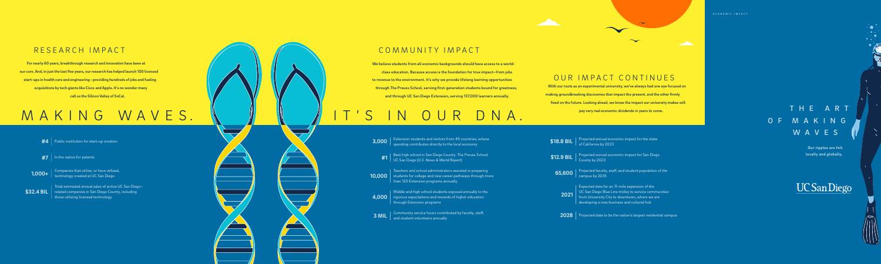## RESEARCH IMPACT

For nearly 60 years, breakthrough research and innovation have been at our core. And, in just the last five years, our research has helped launch 100 licensed start-ups in health care and engineering—providing hundreds of jobs and fueling acquisitions by tech giants like Cisco and Apple. It's no wonder many call us the Silicon Valley of SoCal.

# MAKING WAVES. IT'S IN OUR DNA.

| | |
|---|---|
| **#4** | Public institution for start-up creation |
| **#7** | In the nation for patents |
| **1,000+** | Companies that utilize, or have utilized, technology created at UC San Diego |
| **$32.4 BIL** | Total estimated annual sales of active UC San Diego–related companies in San Diego County, including those utilizing licensed technology |

## COMMUNITY IMPACT

We believe students from all economic backgrounds should have access to a world-class education. Because access is the foundation for true impact—from jobs to revenue to the environment. It's why we provide lifelong learning opportunities through The Preuss School, serving first-generation students bound for greatness; and through UC San Diego Extension, serving 137,000 learners annually.

| | |
|---|---|
| **3,000** | Extension students and visitors from 49 countries, whose spending contributes directly to the local economy |
| **#1** | Best high school in San Diego County: The Preuss School UC San Diego (*U.S. News & World Report*) |
| **10,000** | Teachers and school administrators assisted in preparing students for college and new career pathways through more than 120 Extension programs annually |
| **4,000** | Middle and high school students exposed annually to the rigorous expectations and rewards of higher education through Extension programs |
| **3 MIL** | Community service hours contributed by faculty, staff, and student volunteers annually |

## OUR IMPACT CONTINUES

With our roots as an experimental university, we've always had one eye focused on making groundbreaking discoveries that impact the present, and the other firmly fixed on the future. Looking ahead, we know the impact our university makes will pay very real economic dividends in years to come.

| | |
|---|---|
| **$18.8 BIL** | Projected annual economic impact for the state of California by 2023 |
| **$12.9 BIL** | Projected annual economic impact for San Diego County by 2023 |
| **65,600** | Projected faculty, staff, and student population of the campus by 2035 |
| **2021** | Expected date for an 11-mile expansion of the UC San Diego Blue Line trolley to service communities from University City to downtown, where we are developing a new business and cultural hub |
| **2028** | Projected date to be the nation's largest residential campus |

## THE ART OF MAKING WAVES

Our ripples are felt locally and globally.

UC San Diego